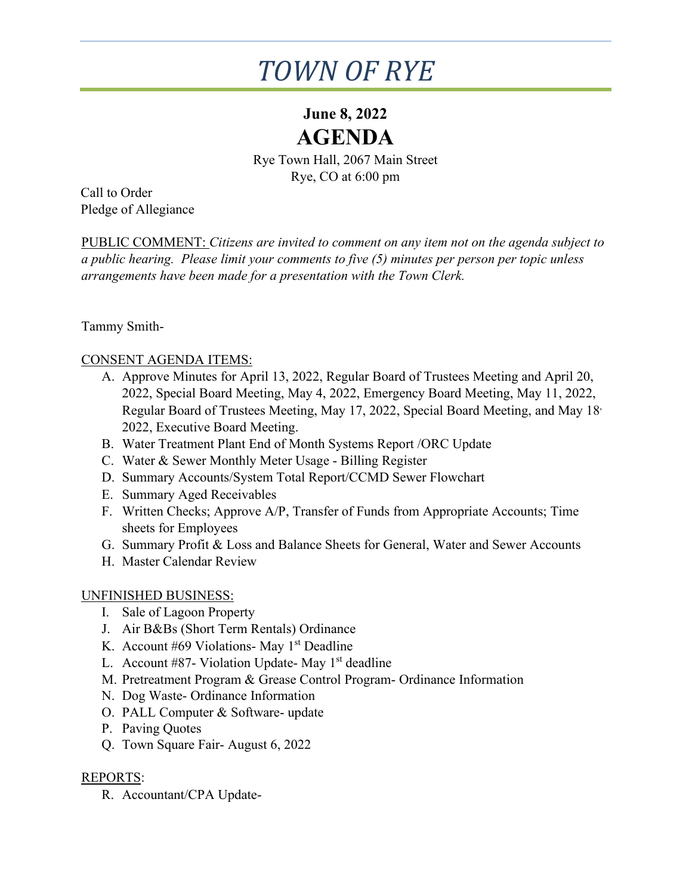# TOWN OF RYE

## June 8, 2022

## AGENDA

Rye Town Hall, 2067 Main Street
Rye, CO at 6:00 pm

Call to Order
Pledge of Allegiance

PUBLIC COMMENT: *Citizens are invited to comment on any item not on the agenda subject to a public hearing. Please limit your comments to five (5) minutes per person per topic unless arrangements have been made for a presentation with the Town Clerk.*

Tammy Smith-

CONSENT AGENDA ITEMS:

A. Approve Minutes for April 13, 2022, Regular Board of Trustees Meeting and April 20, 2022, Special Board Meeting, May 4, 2022, Emergency Board Meeting, May 11, 2022, Regular Board of Trustees Meeting, May 17, 2022, Special Board Meeting, and May 18, 2022, Executive Board Meeting.
B. Water Treatment Plant End of Month Systems Report /ORC Update
C. Water & Sewer Monthly Meter Usage - Billing Register
D. Summary Accounts/System Total Report/CCMD Sewer Flowchart
E. Summary Aged Receivables
F. Written Checks; Approve A/P, Transfer of Funds from Appropriate Accounts; Time sheets for Employees
G. Summary Profit & Loss and Balance Sheets for General, Water and Sewer Accounts
H. Master Calendar Review

UNFINISHED BUSINESS:

I. Sale of Lagoon Property
J. Air B&Bs (Short Term Rentals) Ordinance
K. Account #69 Violations- May 1st Deadline
L. Account #87- Violation Update- May 1st deadline
M. Pretreatment Program & Grease Control Program- Ordinance Information
N. Dog Waste- Ordinance Information
O. PALL Computer & Software- update
P. Paving Quotes
Q. Town Square Fair- August 6, 2022

REPORTS:

R. Accountant/CPA Update-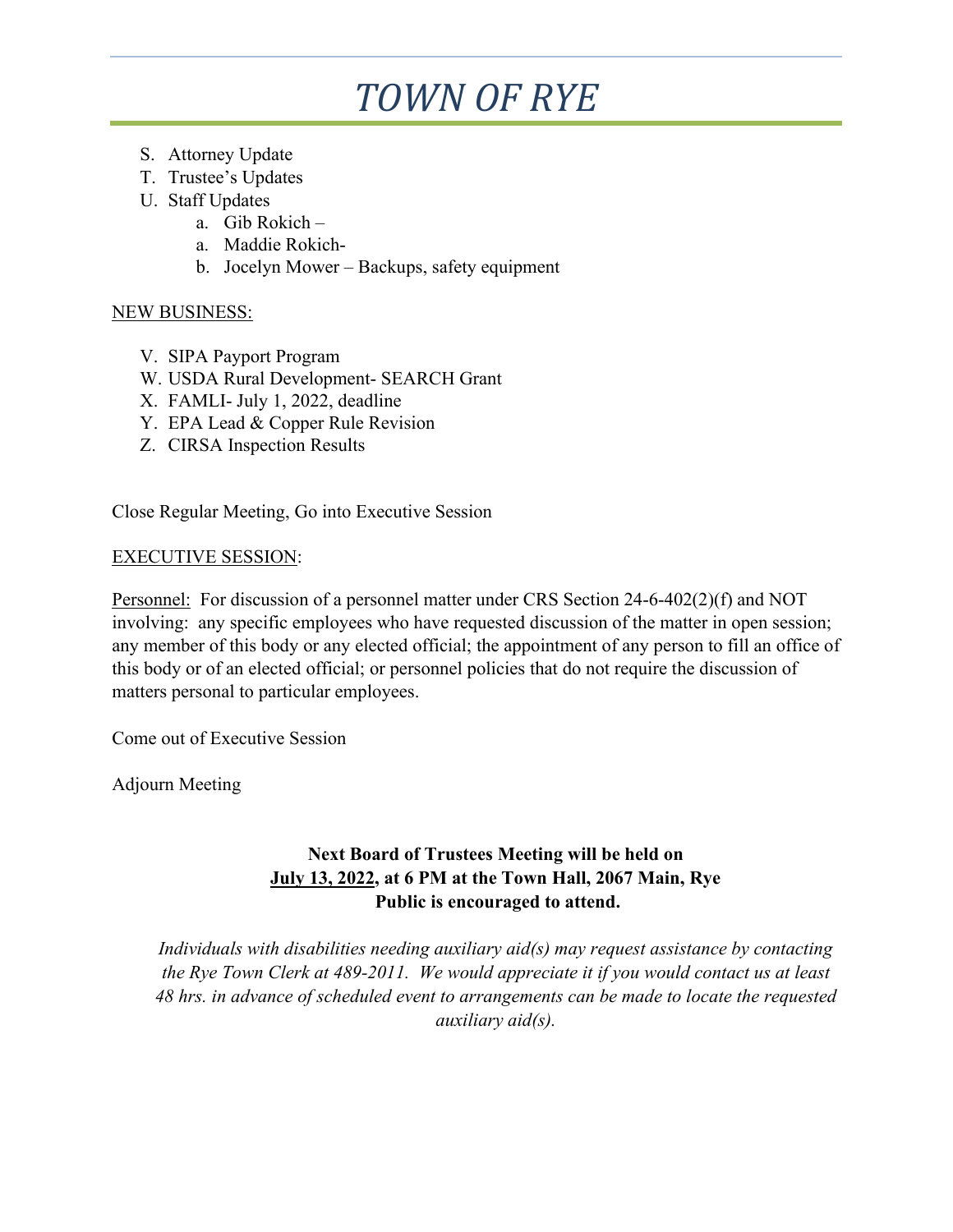# TOWN OF RYE

S. Attorney Update

T. Trustee's Updates

U. Staff Updates

  a. Gib Rokich –

  a. Maddie Rokich-

  b. Jocelyn Mower – Backups, safety equipment

NEW BUSINESS:

V. SIPA Payport Program

W. USDA Rural Development- SEARCH Grant

X. FAMLI- July 1, 2022, deadline

Y. EPA Lead & Copper Rule Revision

Z. CIRSA Inspection Results

Close Regular Meeting, Go into Executive Session

EXECUTIVE SESSION:

Personnel: For discussion of a personnel matter under CRS Section 24-6-402(2)(f) and NOT involving: any specific employees who have requested discussion of the matter in open session; any member of this body or any elected official; the appointment of any person to fill an office of this body or of an elected official; or personnel policies that do not require the discussion of matters personal to particular employees.

Come out of Executive Session

Adjourn Meeting

**Next Board of Trustees Meeting will be held on**
**July 13, 2022, at 6 PM at the Town Hall, 2067 Main, Rye**
**Public is encouraged to attend.**

*Individuals with disabilities needing auxiliary aid(s) may request assistance by contacting the Rye Town Clerk at 489-2011. We would appreciate it if you would contact us at least 48 hrs. in advance of scheduled event to arrangements can be made to locate the requested auxiliary aid(s).*